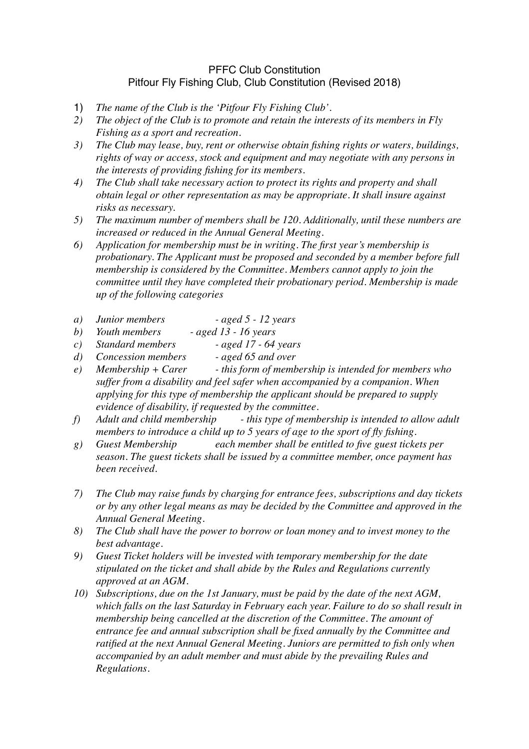# PFFC Club Constitution

## Pitfour Fly Fishing Club, Club Constitution (Revised 2018)

1) *The name of the Club is the 'Pitfour Fly Fishing Club'.*
2) *The object of the Club is to promote and retain the interests of its members in Fly Fishing as a sport and recreation.*
3) *The Club may lease, buy, rent or otherwise obtain fishing rights or waters, buildings, rights of way or access, stock and equipment and may negotiate with any persons in the interests of providing fishing for its members.*
4) *The Club shall take necessary action to protect its rights and property and shall obtain legal or other representation as may be appropriate. It shall insure against risks as necessary.*
5) *The maximum number of members shall be 120. Additionally, until these numbers are increased or reduced in the Annual General Meeting.*
6) *Application for membership must be in writing. The first year's membership is probationary. The Applicant must be proposed and seconded by a member before full membership is considered by the Committee. Members cannot apply to join the committee until they have completed their probationary period. Membership is made up of the following categories*

   a) *Junior members - aged 5 - 12 years*
   b) *Youth members - aged 13 - 16 years*
   c) *Standard members - aged 17 - 64 years*
   d) *Concession members - aged 65 and over*
   e) *Membership + Carer - this form of membership is intended for members who suffer from a disability and feel safer when accompanied by a companion. When applying for this type of membership the applicant should be prepared to supply evidence of disability, if requested by the committee.*
   f) *Adult and child membership - this type of membership is intended to allow adult members to introduce a child up to 5 years of age to the sport of fly fishing.*
   g) *Guest Membership each member shall be entitled to five guest tickets per season. The guest tickets shall be issued by a committee member, once payment has been received.*

7) *The Club may raise funds by charging for entrance fees, subscriptions and day tickets or by any other legal means as may be decided by the Committee and approved in the Annual General Meeting.*
8) *The Club shall have the power to borrow or loan money and to invest money to the best advantage.*
9) *Guest Ticket holders will be invested with temporary membership for the date stipulated on the ticket and shall abide by the Rules and Regulations currently approved at an AGM.*
10) *Subscriptions, due on the 1st January, must be paid by the date of the next AGM, which falls on the last Saturday in February each year. Failure to do so shall result in membership being cancelled at the discretion of the Committee. The amount of entrance fee and annual subscription shall be fixed annually by the Committee and ratified at the next Annual General Meeting. Juniors are permitted to fish only when accompanied by an adult member and must abide by the prevailing Rules and Regulations.*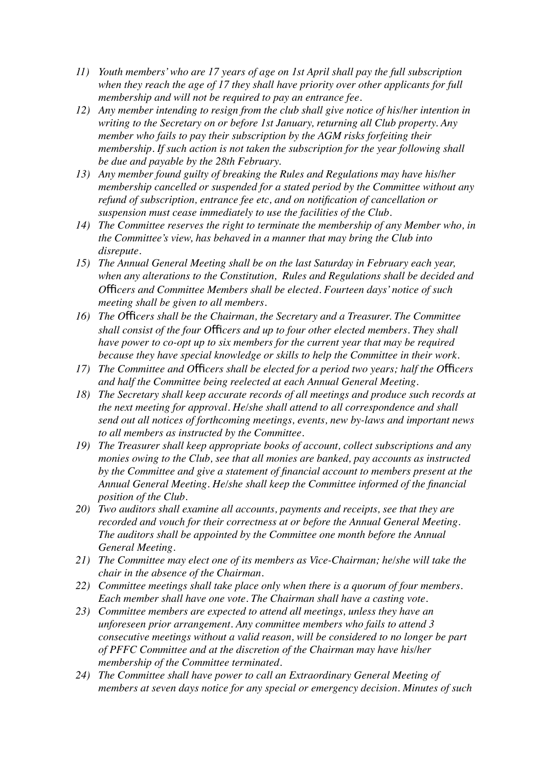11) *Youth members' who are 17 years of age on 1st April shall pay the full subscription when they reach the age of 17 they shall have priority over other applicants for full membership and will not be required to pay an entrance fee.*
12) *Any member intending to resign from the club shall give notice of his/her intention in writing to the Secretary on or before 1st January, returning all Club property. Any member who fails to pay their subscription by the AGM risks forfeiting their membership. If such action is not taken the subscription for the year following shall be due and payable by the 28th February.*
13) *Any member found guilty of breaking the Rules and Regulations may have his/her membership cancelled or suspended for a stated period by the Committee without any refund of subscription, entrance fee etc, and on notification of cancellation or suspension must cease immediately to use the facilities of the Club.*
14) *The Committee reserves the right to terminate the membership of any Member who, in the Committee's view, has behaved in a manner that may bring the Club into disrepute.*
15) *The Annual General Meeting shall be on the last Saturday in February each year, when any alterations to the Constitution, Rules and Regulations shall be decided and Officers and Committee Members shall be elected. Fourteen days' notice of such meeting shall be given to all members.*
16) *The Officers shall be the Chairman, the Secretary and a Treasurer. The Committee shall consist of the four Officers and up to four other elected members. They shall have power to co-opt up to six members for the current year that may be required because they have special knowledge or skills to help the Committee in their work.*
17) *The Committee and Officers shall be elected for a period two years; half the Officers and half the Committee being reelected at each Annual General Meeting.*
18) *The Secretary shall keep accurate records of all meetings and produce such records at the next meeting for approval. He/she shall attend to all correspondence and shall send out all notices of forthcoming meetings, events, new by-laws and important news to all members as instructed by the Committee.*
19) *The Treasurer shall keep appropriate books of account, collect subscriptions and any monies owing to the Club, see that all monies are banked, pay accounts as instructed by the Committee and give a statement of financial account to members present at the Annual General Meeting. He/she shall keep the Committee informed of the financial position of the Club.*
20) *Two auditors shall examine all accounts, payments and receipts, see that they are recorded and vouch for their correctness at or before the Annual General Meeting. The auditors shall be appointed by the Committee one month before the Annual General Meeting.*
21) *The Committee may elect one of its members as Vice-Chairman; he/she will take the chair in the absence of the Chairman.*
22) *Committee meetings shall take place only when there is a quorum of four members. Each member shall have one vote. The Chairman shall have a casting vote.*
23) *Committee members are expected to attend all meetings, unless they have an unforeseen prior arrangement. Any committee members who fails to attend 3 consecutive meetings without a valid reason, will be considered to no longer be part of PFFC Committee and at the discretion of the Chairman may have his/her membership of the Committee terminated.*
24) *The Committee shall have power to call an Extraordinary General Meeting of members at seven days notice for any special or emergency decision. Minutes of such*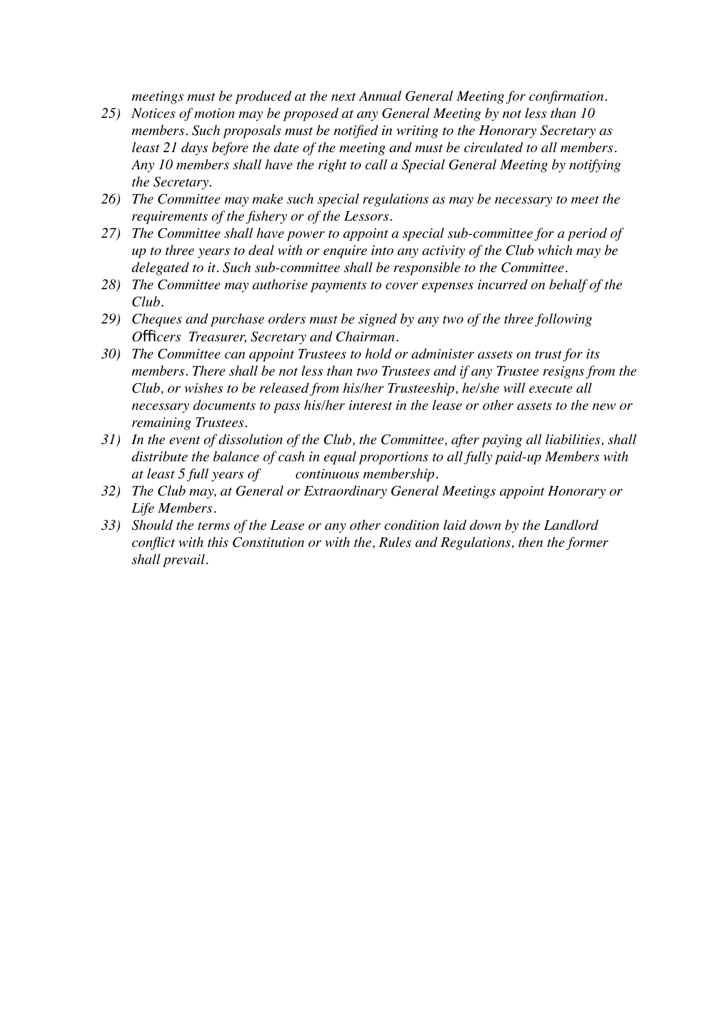*meetings must be produced at the next Annual General Meeting for confirmation.*

25) *Notices of motion may be proposed at any General Meeting by not less than 10 members. Such proposals must be notified in writing to the Honorary Secretary as least 21 days before the date of the meeting and must be circulated to all members. Any 10 members shall have the right to call a Special General Meeting by notifying the Secretary.*
26) *The Committee may make such special regulations as may be necessary to meet the requirements of the fishery or of the Lessors.*
27) *The Committee shall have power to appoint a special sub-committee for a period of up to three years to deal with or enquire into any activity of the Club which may be delegated to it. Such sub-committee shall be responsible to the Committee.*
28) *The Committee may authorise payments to cover expenses incurred on behalf of the Club.*
29) *Cheques and purchase orders must be signed by any two of the three following Officers Treasurer, Secretary and Chairman.*
30) *The Committee can appoint Trustees to hold or administer assets on trust for its members. There shall be not less than two Trustees and if any Trustee resigns from the Club, or wishes to be released from his/her Trusteeship, he/she will execute all necessary documents to pass his/her interest in the lease or other assets to the new or remaining Trustees.*
31) *In the event of dissolution of the Club, the Committee, after paying all liabilities, shall distribute the balance of cash in equal proportions to all fully paid-up Members with at least 5 full years of continuous membership.*
32) *The Club may, at General or Extraordinary General Meetings appoint Honorary or Life Members.*
33) *Should the terms of the Lease or any other condition laid down by the Landlord conflict with this Constitution or with the, Rules and Regulations, then the former shall prevail.*